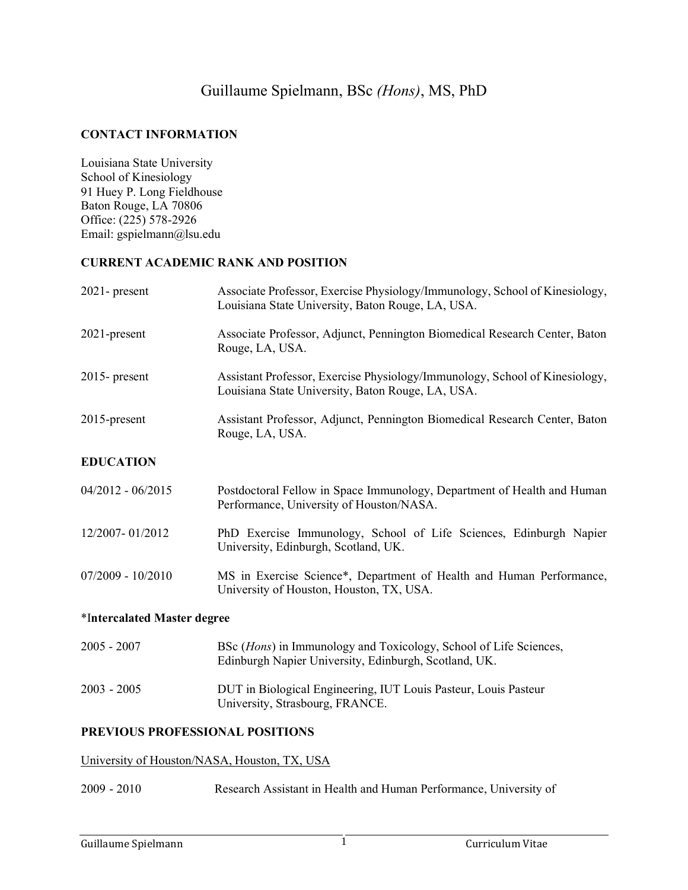# Guillaume Spielmann, BSc *(Hons)*, MS, PhD

## CONTACT INFORMATION

Louisiana State University
School of Kinesiology
91 Huey P. Long Fieldhouse
Baton Rouge, LA 70806
Office: (225) 578-2926
Email: gspielmann@lsu.edu

## CURRENT ACADEMIC RANK AND POSITION

| | |
|---|---|
| 2021- present | Associate Professor, Exercise Physiology/Immunology, School of Kinesiology, Louisiana State University, Baton Rouge, LA, USA. |
| 2021-present | Associate Professor, Adjunct, Pennington Biomedical Research Center, Baton Rouge, LA, USA. |
| 2015- present | Assistant Professor, Exercise Physiology/Immunology, School of Kinesiology, Louisiana State University, Baton Rouge, LA, USA. |
| 2015-present | Assistant Professor, Adjunct, Pennington Biomedical Research Center, Baton Rouge, LA, USA. |

## EDUCATION

| | |
|---|---|
| 04/2012 - 06/2015 | Postdoctoral Fellow in Space Immunology, Department of Health and Human Performance, University of Houston/NASA. |
| 12/2007- 01/2012 | PhD Exercise Immunology, School of Life Sciences, Edinburgh Napier University, Edinburgh, Scotland, UK. |
| 07/2009 - 10/2010 | MS in Exercise Science*, Department of Health and Human Performance, University of Houston, Houston, TX, USA. |

**\*Intercalated Master degree**

| | |
|---|---|
| 2005 - 2007 | BSc (*Hons*) in Immunology and Toxicology, School of Life Sciences, Edinburgh Napier University, Edinburgh, Scotland, UK. |
| 2003 - 2005 | DUT in Biological Engineering, IUT Louis Pasteur, Louis Pasteur University, Strasbourg, FRANCE. |

## PREVIOUS PROFESSIONAL POSITIONS

University of Houston/NASA, Houston, TX, USA

2009 - 2010 Research Assistant in Health and Human Performance, University of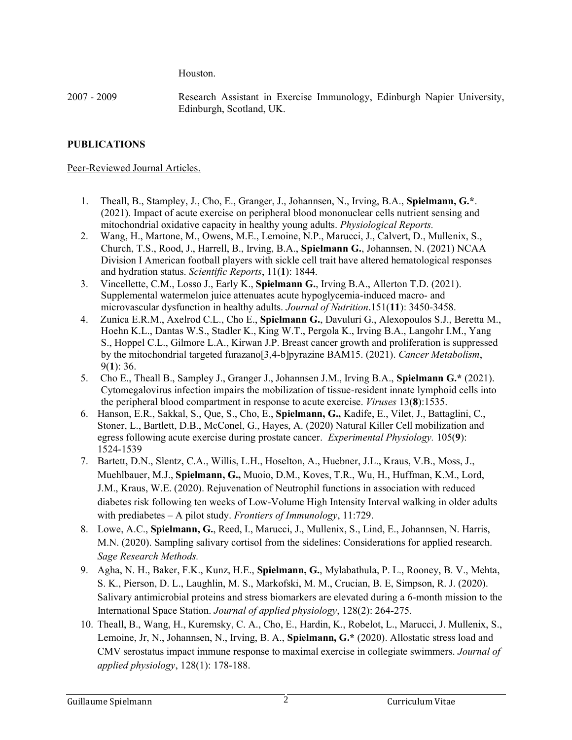Houston.

2007 - 2009 Research Assistant in Exercise Immunology, Edinburgh Napier University, Edinburgh, Scotland, UK.

## PUBLICATIONS

Peer-Reviewed Journal Articles.

1. Theall, B., Stampley, J., Cho, E., Granger, J., Johannsen, N., Irving, B.A., **Spielmann, G.***. (2021). Impact of acute exercise on peripheral blood mononuclear cells nutrient sensing and mitochondrial oxidative capacity in healthy young adults. *Physiological Reports.*
2. Wang, H., Martone, M., Owens, M.E., Lemoine, N.P., Marucci, J., Calvert, D., Mullenix, S., Church, T.S., Rood, J., Harrell, B., Irving, B.A., **Spielmann G.**, Johannsen, N. (2021) NCAA Division I American football players with sickle cell trait have altered hematological responses and hydration status. *Scientific Reports*, 11(**1**): 1844.
3. Vincellette, C.M., Losso J., Early K., **Spielmann G.**, Irving B.A., Allerton T.D. (2021). Supplemental watermelon juice attenuates acute hypoglycemia-induced macro- and microvascular dysfunction in healthy adults. *Journal of Nutrition*.151(**11**): 3450-3458.
4. Zunica E.R.M., Axelrod C.L., Cho E., **Spielmann G.**, Davuluri G., Alexopoulos S.J., Beretta M., Hoehn K.L., Dantas W.S., Stadler K., King W.T., Pergola K., Irving B.A., Langohr I.M., Yang S., Hoppel C.L., Gilmore L.A., Kirwan J.P. Breast cancer growth and proliferation is suppressed by the mitochondrial targeted furazano[3,4-b]pyrazine BAM15. (2021). *Cancer Metabolism*, 9(**1**): 36.
5. Cho E., Theall B., Sampley J., Granger J., Johannsen J.M., Irving B.A., **Spielmann G.*** (2021). Cytomegalovirus infection impairs the mobilization of tissue-resident innate lymphoid cells into the peripheral blood compartment in response to acute exercise. *Viruses* 13(**8**):1535.
6. Hanson, E.R., Sakkal, S., Que, S., Cho, E., **Spielmann, G.,** Kadife, E., Vilet, J., Battaglini, C., Stoner, L., Bartlett, D.B., McConel, G., Hayes, A. (2020) Natural Killer Cell mobilization and egress following acute exercise during prostate cancer. *Experimental Physiology.* 105(**9**): 1524-1539
7. Bartett, D.N., Slentz, C.A., Willis, L.H., Hoselton, A., Huebner, J.L., Kraus, V.B., Moss, J., Muehlbauer, M.J., **Spielmann, G.,** Muoio, D.M., Koves, T.R., Wu, H., Huffman, K.M., Lord, J.M., Kraus, W.E. (2020). Rejuvenation of Neutrophil functions in association with reduced diabetes risk following ten weeks of Low-Volume High Intensity Interval walking in older adults with prediabetes – A pilot study. *Frontiers of Immunology*, 11:729.
8. Lowe, A.C., **Spielmann, G.**, Reed, I., Marucci, J., Mullenix, S., Lind, E., Johannsen, N. Harris, M.N. (2020). Sampling salivary cortisol from the sidelines: Considerations for applied research. *Sage Research Methods.*
9. Agha, N. H., Baker, F.K., Kunz, H.E., **Spielmann, G.**, Mylabathula, P. L., Rooney, B. V., Mehta, S. K., Pierson, D. L., Laughlin, M. S., Markofski, M. M., Crucian, B. E, Simpson, R. J. (2020). Salivary antimicrobial proteins and stress biomarkers are elevated during a 6-month mission to the International Space Station. *Journal of applied physiology*, 128(2): 264-275.
10. Theall, B., Wang, H., Kuremsky, C. A., Cho, E., Hardin, K., Robelot, L., Marucci, J. Mullenix, S., Lemoine, Jr, N., Johannsen, N., Irving, B. A., **Spielmann, G.*** (2020). Allostatic stress load and CMV serostatus impact immune response to maximal exercise in collegiate swimmers. *Journal of applied physiology*, 128(1): 178-188.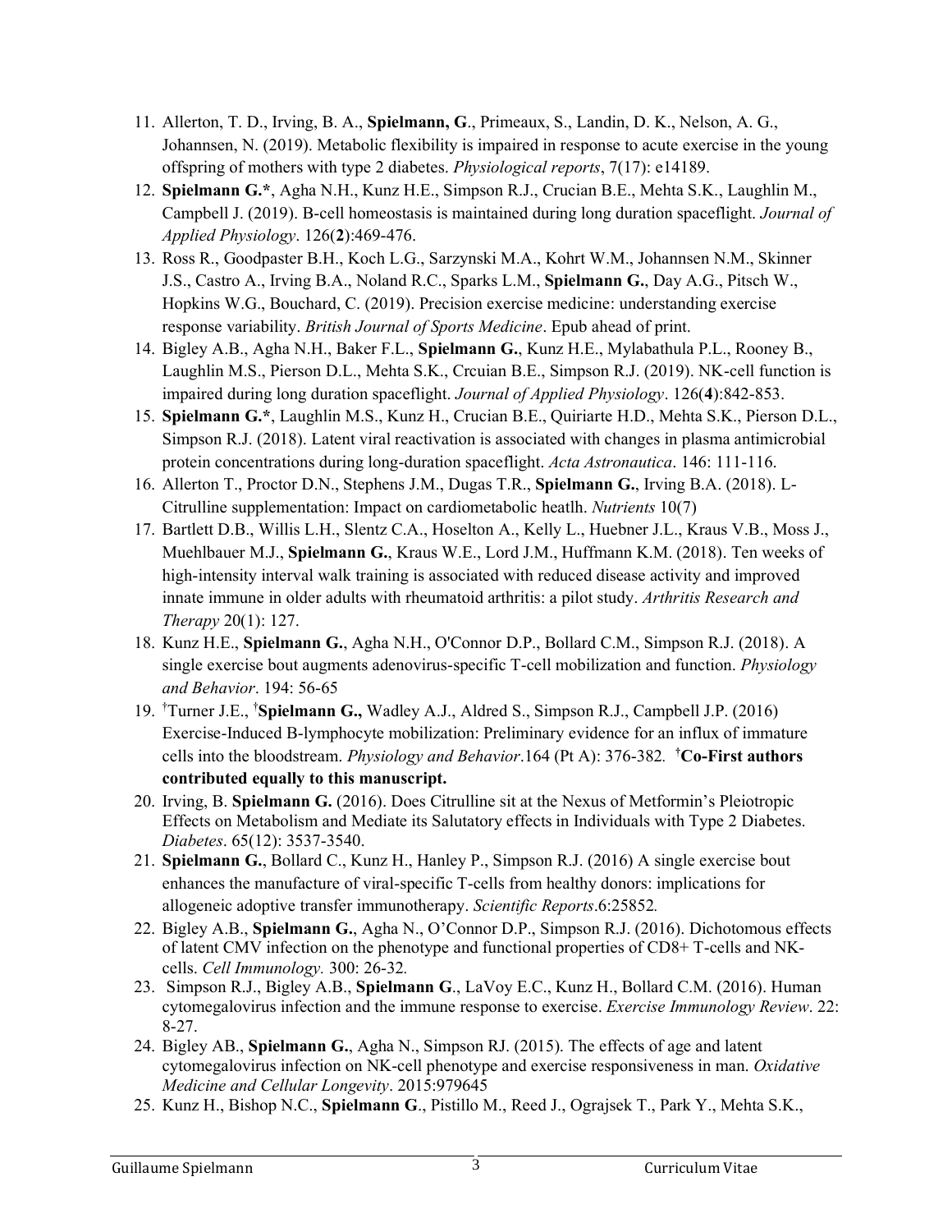11. Allerton, T. D., Irving, B. A., **Spielmann, G**., Primeaux, S., Landin, D. K., Nelson, A. G., Johannsen, N. (2019). Metabolic flexibility is impaired in response to acute exercise in the young offspring of mothers with type 2 diabetes. *Physiological reports*, 7(17): e14189.
12. **Spielmann G.***, Agha N.H., Kunz H.E., Simpson R.J., Crucian B.E., Mehta S.K., Laughlin M., Campbell J. (2019). B-cell homeostasis is maintained during long duration spaceflight. *Journal of Applied Physiology*. 126(**2**):469-476.
13. Ross R., Goodpaster B.H., Koch L.G., Sarzynski M.A., Kohrt W.M., Johannsen N.M., Skinner J.S., Castro A., Irving B.A., Noland R.C., Sparks L.M., **Spielmann G.**, Day A.G., Pitsch W., Hopkins W.G., Bouchard, C. (2019). Precision exercise medicine: understanding exercise response variability. *British Journal of Sports Medicine*. Epub ahead of print.
14. Bigley A.B., Agha N.H., Baker F.L., **Spielmann G.**, Kunz H.E., Mylabathula P.L., Rooney B., Laughlin M.S., Pierson D.L., Mehta S.K., Crcuian B.E., Simpson R.J. (2019). NK-cell function is impaired during long duration spaceflight. *Journal of Applied Physiology*. 126(**4**):842-853.
15. **Spielmann G.***, Laughlin M.S., Kunz H., Crucian B.E., Quiriarte H.D., Mehta S.K., Pierson D.L., Simpson R.J. (2018). Latent viral reactivation is associated with changes in plasma antimicrobial protein concentrations during long-duration spaceflight. *Acta Astronautica*. 146: 111-116.
16. Allerton T., Proctor D.N., Stephens J.M., Dugas T.R., **Spielmann G.**, Irving B.A. (2018). L-Citrulline supplementation: Impact on cardiometabolic heatlh. *Nutrients* 10(7)
17. Bartlett D.B., Willis L.H., Slentz C.A., Hoselton A., Kelly L., Huebner J.L., Kraus V.B., Moss J., Muehlbauer M.J., **Spielmann G.**, Kraus W.E., Lord J.M., Huffmann K.M. (2018). Ten weeks of high-intensity interval walk training is associated with reduced disease activity and improved innate immune in older adults with rheumatoid arthritis: a pilot study. *Arthritis Research and Therapy* 20(1): 127.
18. Kunz H.E., **Spielmann G.**, Agha N.H., O'Connor D.P., Bollard C.M., Simpson R.J. (2018). A single exercise bout augments adenovirus-specific T-cell mobilization and function. *Physiology and Behavior*. 194: 56-65
19. †Turner J.E., †**Spielmann G.,** Wadley A.J., Aldred S., Simpson R.J., Campbell J.P. (2016) Exercise-Induced B-lymphocyte mobilization: Preliminary evidence for an influx of immature cells into the bloodstream. *Physiology and Behavior*.164 (Pt A): 376-382. **†Co-First authors contributed equally to this manuscript.**
20. Irving, B. **Spielmann G.** (2016). Does Citrulline sit at the Nexus of Metformin's Pleiotropic Effects on Metabolism and Mediate its Salutatory effects in Individuals with Type 2 Diabetes. *Diabetes*. 65(12): 3537-3540.
21. **Spielmann G.**, Bollard C., Kunz H., Hanley P., Simpson R.J. (2016) A single exercise bout enhances the manufacture of viral-specific T-cells from healthy donors: implications for allogeneic adoptive transfer immunotherapy. *Scientific Reports*.6:25852.
22. Bigley A.B., **Spielmann G.,** Agha N., O'Connor D.P., Simpson R.J. (2016). Dichotomous effects of latent CMV infection on the phenotype and functional properties of CD8+ T-cells and NK-cells. *Cell Immunology.* 300: 26-32.
23. Simpson R.J., Bigley A.B., **Spielmann G**., LaVoy E.C., Kunz H., Bollard C.M. (2016). Human cytomegalovirus infection and the immune response to exercise. *Exercise Immunology Review*. 22: 8-27.
24. Bigley AB., **Spielmann G.**, Agha N., Simpson RJ. (2015). The effects of age and latent cytomegalovirus infection on NK-cell phenotype and exercise responsiveness in man. *Oxidative Medicine and Cellular Longevity*. 2015:979645
25. Kunz H., Bishop N.C., **Spielmann G**., Pistillo M., Reed J., Ograjsek T., Park Y., Mehta S.K.,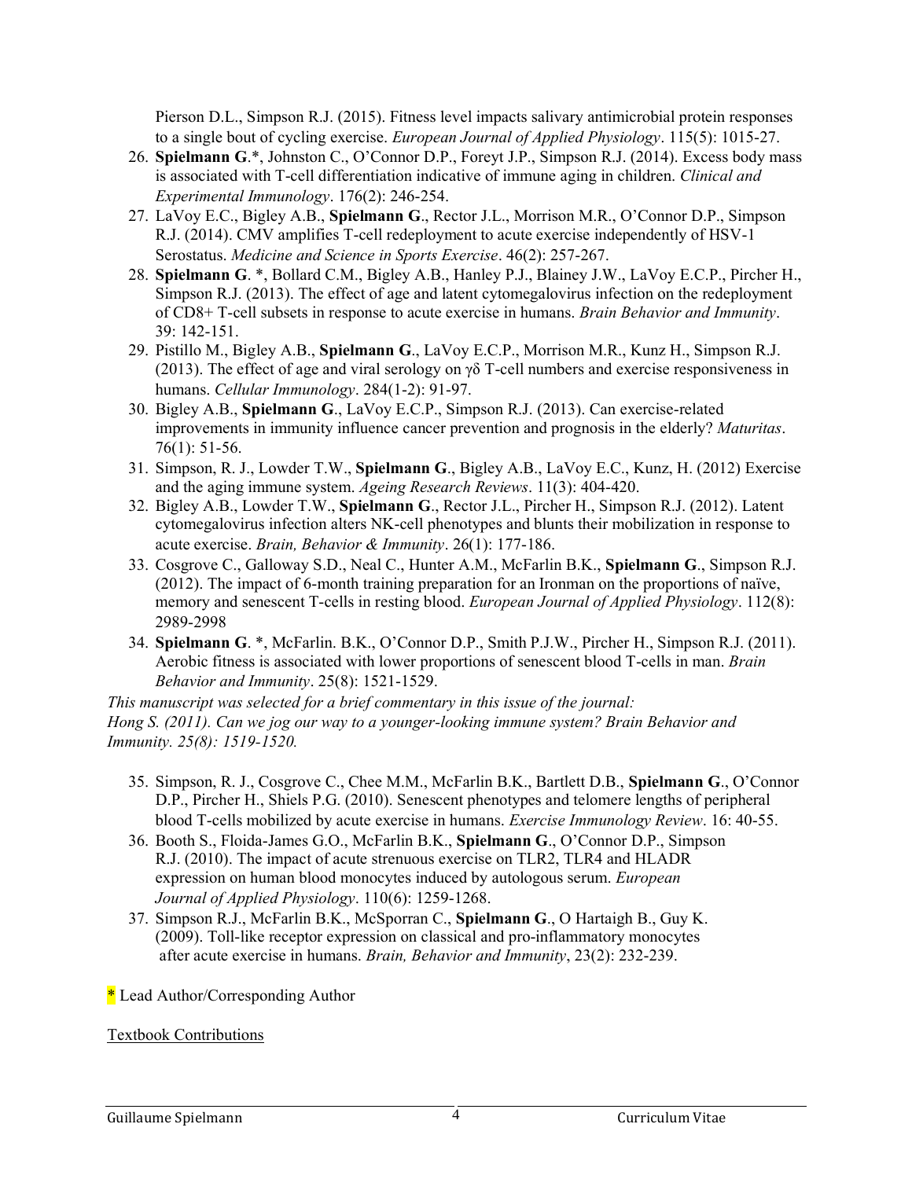Pierson D.L., Simpson R.J. (2015). Fitness level impacts salivary antimicrobial protein responses to a single bout of cycling exercise. *European Journal of Applied Physiology*. 115(5): 1015-27.

26. **Spielmann G**.*, Johnston C., O'Connor D.P., Foreyt J.P., Simpson R.J. (2014). Excess body mass is associated with T-cell differentiation indicative of immune aging in children. *Clinical and Experimental Immunology*. 176(2): 246-254.
27. LaVoy E.C., Bigley A.B., **Spielmann G**., Rector J.L., Morrison M.R., O'Connor D.P., Simpson R.J. (2014). CMV amplifies T-cell redeployment to acute exercise independently of HSV-1 Serostatus. *Medicine and Science in Sports Exercise*. 46(2): 257-267.
28. **Spielmann G**. *, Bollard C.M., Bigley A.B., Hanley P.J., Blainey J.W., LaVoy E.C.P., Pircher H., Simpson R.J. (2013). The effect of age and latent cytomegalovirus infection on the redeployment of CD8+ T-cell subsets in response to acute exercise in humans. *Brain Behavior and Immunity*. 39: 142-151.
29. Pistillo M., Bigley A.B., **Spielmann G**., LaVoy E.C.P., Morrison M.R., Kunz H., Simpson R.J. (2013). The effect of age and viral serology on γδ T-cell numbers and exercise responsiveness in humans. *Cellular Immunology*. 284(1-2): 91-97.
30. Bigley A.B., **Spielmann G**., LaVoy E.C.P., Simpson R.J. (2013). Can exercise-related improvements in immunity influence cancer prevention and prognosis in the elderly? *Maturitas*. 76(1): 51-56.
31. Simpson, R. J., Lowder T.W., **Spielmann G**., Bigley A.B., LaVoy E.C., Kunz, H. (2012) Exercise and the aging immune system. *Ageing Research Reviews*. 11(3): 404-420.
32. Bigley A.B., Lowder T.W., **Spielmann G**., Rector J.L., Pircher H., Simpson R.J. (2012). Latent cytomegalovirus infection alters NK-cell phenotypes and blunts their mobilization in response to acute exercise. *Brain, Behavior & Immunity*. 26(1): 177-186.
33. Cosgrove C., Galloway S.D., Neal C., Hunter A.M., McFarlin B.K., **Spielmann G**., Simpson R.J. (2012). The impact of 6-month training preparation for an Ironman on the proportions of naïve, memory and senescent T-cells in resting blood. *European Journal of Applied Physiology*. 112(8): 2989-2998
34. **Spielmann G**. *, McFarlin. B.K., O'Connor D.P., Smith P.J.W., Pircher H., Simpson R.J. (2011). Aerobic fitness is associated with lower proportions of senescent blood T-cells in man. *Brain Behavior and Immunity*. 25(8): 1521-1529.

*This manuscript was selected for a brief commentary in this issue of the journal:*
*Hong S. (2011). Can we jog our way to a younger-looking immune system? Brain Behavior and Immunity. 25(8): 1519-1520.*

35. Simpson, R. J., Cosgrove C., Chee M.M., McFarlin B.K., Bartlett D.B., **Spielmann G**., O'Connor D.P., Pircher H., Shiels P.G. (2010). Senescent phenotypes and telomere lengths of peripheral blood T-cells mobilized by acute exercise in humans. *Exercise Immunology Review*. 16: 40-55.
36. Booth S., Floida-James G.O., McFarlin B.K., **Spielmann G**., O'Connor D.P., Simpson R.J. (2010). The impact of acute strenuous exercise on TLR2, TLR4 and HLADR expression on human blood monocytes induced by autologous serum. *European Journal of Applied Physiology*. 110(6): 1259-1268.
37. Simpson R.J., McFarlin B.K., McSporran C., **Spielmann G**., O Hartaigh B., Guy K. (2009). Toll-like receptor expression on classical and pro-inflammatory monocytes after acute exercise in humans. *Brain, Behavior and Immunity*, 23(2): 232-239.

* Lead Author/Corresponding Author

Textbook Contributions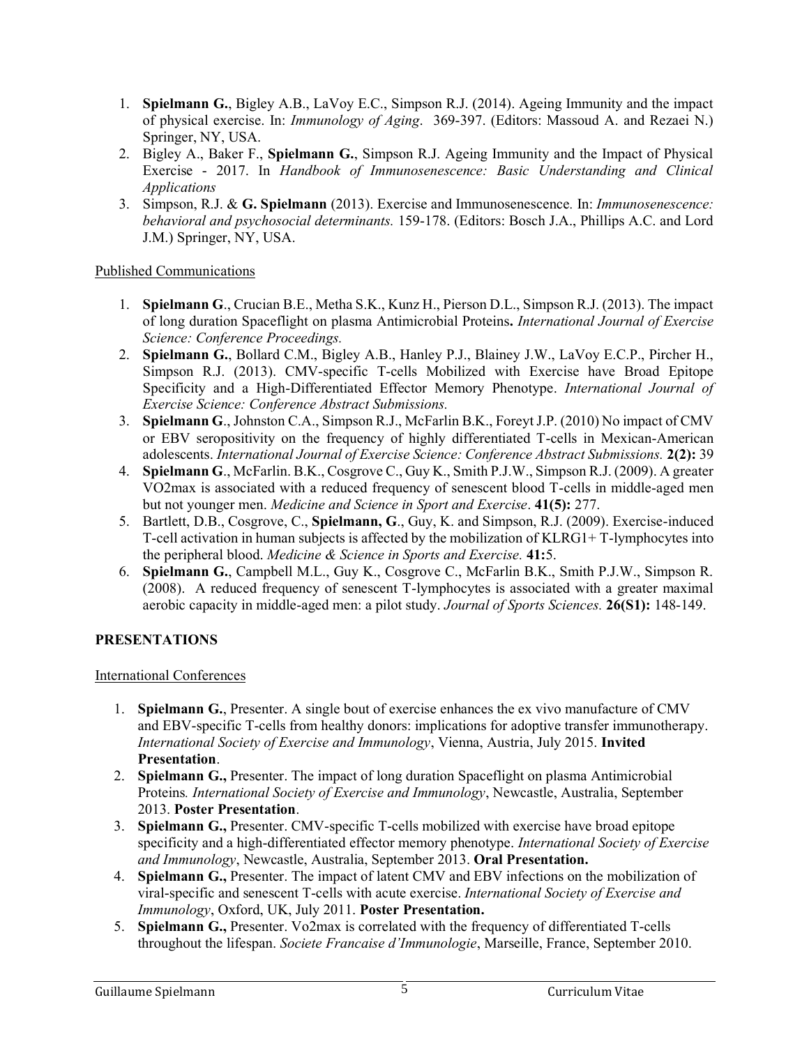1. **Spielmann G.**, Bigley A.B., LaVoy E.C., Simpson R.J. (2014). Ageing Immunity and the impact of physical exercise. In: *Immunology of Aging*. 369-397. (Editors: Massoud A. and Rezaei N.) Springer, NY, USA.
2. Bigley A., Baker F., **Spielmann G.**, Simpson R.J. Ageing Immunity and the Impact of Physical Exercise - 2017. In *Handbook of Immunosenescence: Basic Understanding and Clinical Applications*
3. Simpson, R.J. & **G. Spielmann** (2013). Exercise and Immunosenescence. In: *Immunosenescence: behavioral and psychosocial determinants.* 159-178. (Editors: Bosch J.A., Phillips A.C. and Lord J.M.) Springer, NY, USA.

Published Communications

1. **Spielmann G**., Crucian B.E., Metha S.K., Kunz H., Pierson D.L., Simpson R.J. (2013). The impact of long duration Spaceflight on plasma Antimicrobial Proteins**.** *International Journal of Exercise Science: Conference Proceedings.*
2. **Spielmann G.**, Bollard C.M., Bigley A.B., Hanley P.J., Blainey J.W., LaVoy E.C.P., Pircher H., Simpson R.J. (2013). CMV-specific T-cells Mobilized with Exercise have Broad Epitope Specificity and a High-Differentiated Effector Memory Phenotype. *International Journal of Exercise Science: Conference Abstract Submissions.*
3. **Spielmann G**., Johnston C.A., Simpson R.J., McFarlin B.K., Foreyt J.P. (2010) No impact of CMV or EBV seropositivity on the frequency of highly differentiated T-cells in Mexican-American adolescents. *International Journal of Exercise Science: Conference Abstract Submissions.* **2(2):** 39
4. **Spielmann G**., McFarlin. B.K., Cosgrove C., Guy K., Smith P.J.W., Simpson R.J. (2009). A greater VO2max is associated with a reduced frequency of senescent blood T-cells in middle-aged men but not younger men. *Medicine and Science in Sport and Exercise*. **41(5):** 277.
5. Bartlett, D.B., Cosgrove, C., **Spielmann, G**., Guy, K. and Simpson, R.J. (2009). Exercise-induced T-cell activation in human subjects is affected by the mobilization of KLRG1+ T-lymphocytes into the peripheral blood. *Medicine & Science in Sports and Exercise.* **41:**5.
6. **Spielmann G.**, Campbell M.L., Guy K., Cosgrove C., McFarlin B.K., Smith P.J.W., Simpson R. (2008). A reduced frequency of senescent T-lymphocytes is associated with a greater maximal aerobic capacity in middle-aged men: a pilot study. *Journal of Sports Sciences.* **26(S1):** 148-149.

## PRESENTATIONS

International Conferences

1. **Spielmann G.**, Presenter. A single bout of exercise enhances the ex vivo manufacture of CMV and EBV-specific T-cells from healthy donors: implications for adoptive transfer immunotherapy. *International Society of Exercise and Immunology*, Vienna, Austria, July 2015. **Invited Presentation**.
2. **Spielmann G.,** Presenter. The impact of long duration Spaceflight on plasma Antimicrobial Proteins*. International Society of Exercise and Immunology*, Newcastle, Australia, September 2013. **Poster Presentation**.
3. **Spielmann G.,** Presenter. CMV-specific T-cells mobilized with exercise have broad epitope specificity and a high-differentiated effector memory phenotype. *International Society of Exercise and Immunology*, Newcastle, Australia, September 2013. **Oral Presentation.**
4. **Spielmann G.,** Presenter. The impact of latent CMV and EBV infections on the mobilization of viral-specific and senescent T-cells with acute exercise. *International Society of Exercise and Immunology*, Oxford, UK, July 2011. **Poster Presentation.**
5. **Spielmann G.,** Presenter. Vo2max is correlated with the frequency of differentiated T-cells throughout the lifespan. *Societe Francaise d'Immunologie*, Marseille, France, September 2010.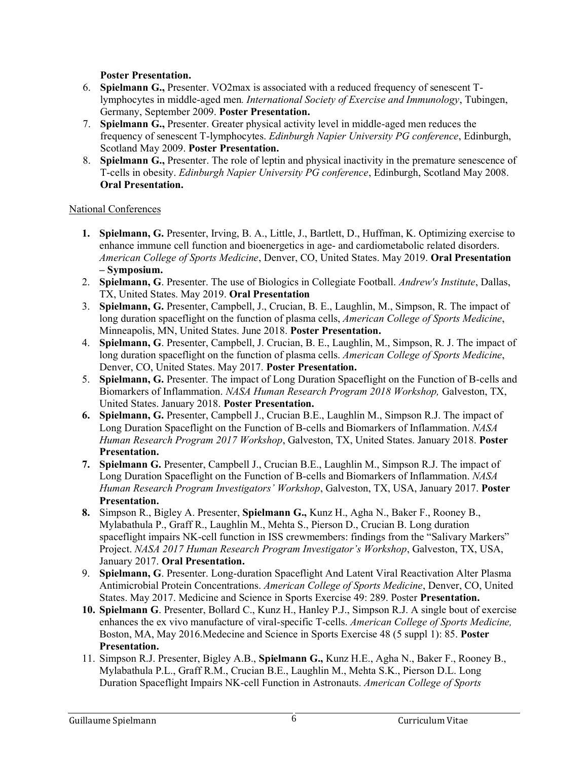**Poster Presentation.**

6. **Spielmann G.,** Presenter. VO2max is associated with a reduced frequency of senescent T-lymphocytes in middle-aged men. *International Society of Exercise and Immunology*, Tubingen, Germany, September 2009. **Poster Presentation.**
7. **Spielmann G.,** Presenter. Greater physical activity level in middle-aged men reduces the frequency of senescent T-lymphocytes. *Edinburgh Napier University PG conference*, Edinburgh, Scotland May 2009. **Poster Presentation.**
8. **Spielmann G.,** Presenter. The role of leptin and physical inactivity in the premature senescence of T-cells in obesity. *Edinburgh Napier University PG conference*, Edinburgh, Scotland May 2008. **Oral Presentation.**

National Conferences

1. **Spielmann, G.** Presenter, Irving, B. A., Little, J., Bartlett, D., Huffman, K. Optimizing exercise to enhance immune cell function and bioenergetics in age- and cardiometabolic related disorders. *American College of Sports Medicine*, Denver, CO, United States. May 2019. **Oral Presentation – Symposium.**
2. **Spielmann, G**. Presenter. The use of Biologics in Collegiate Football. *Andrew's Institute*, Dallas, TX, United States. May 2019. **Oral Presentation**
3. **Spielmann, G.** Presenter, Campbell, J., Crucian, B. E., Laughlin, M., Simpson, R. The impact of long duration spaceflight on the function of plasma cells, *American College of Sports Medicine*, Minneapolis, MN, United States. June 2018. **Poster Presentation.**
4. **Spielmann, G**. Presenter, Campbell, J. Crucian, B. E., Laughlin, M., Simpson, R. J. The impact of long duration spaceflight on the function of plasma cells. *American College of Sports Medicine*, Denver, CO, United States. May 2017. **Poster Presentation.**
5. **Spielmann, G.** Presenter. The impact of Long Duration Spaceflight on the Function of B-cells and Biomarkers of Inflammation. *NASA Human Research Program 2018 Workshop,* Galveston, TX, United States. January 2018. **Poster Presentation.**
6. **Spielmann, G.** Presenter, Campbell J., Crucian B.E., Laughlin M., Simpson R.J. The impact of Long Duration Spaceflight on the Function of B-cells and Biomarkers of Inflammation. *NASA Human Research Program 2017 Workshop*, Galveston, TX, United States. January 2018. **Poster Presentation.**
7. **Spielmann G.** Presenter, Campbell J., Crucian B.E., Laughlin M., Simpson R.J. The impact of Long Duration Spaceflight on the Function of B-cells and Biomarkers of Inflammation. *NASA Human Research Program Investigators' Workshop*, Galveston, TX, USA, January 2017. **Poster Presentation.**
8. Simpson R., Bigley A. Presenter, **Spielmann G.,** Kunz H., Agha N., Baker F., Rooney B., Mylabathula P., Graff R., Laughlin M., Mehta S., Pierson D., Crucian B. Long duration spaceflight impairs NK-cell function in ISS crewmembers: findings from the "Salivary Markers" Project. *NASA 2017 Human Research Program Investigator's Workshop*, Galveston, TX, USA, January 2017. **Oral Presentation.**
9. **Spielmann, G**. Presenter. Long-duration Spaceflight And Latent Viral Reactivation Alter Plasma Antimicrobial Protein Concentrations. *American College of Sports Medicine*, Denver, CO, United States. May 2017. Medicine and Science in Sports Exercise 49: 289. Poster **Presentation.**
10. **Spielmann G**. Presenter, Bollard C., Kunz H., Hanley P.J., Simpson R.J. A single bout of exercise enhances the ex vivo manufacture of viral-specific T-cells. *American College of Sports Medicine,* Boston, MA, May 2016.Medecine and Science in Sports Exercise 48 (5 suppl 1): 85. **Poster Presentation.**
11. Simpson R.J. Presenter, Bigley A.B., **Spielmann G.,** Kunz H.E., Agha N., Baker F., Rooney B., Mylabathula P.L., Graff R.M., Crucian B.E., Laughlin M., Mehta S.K., Pierson D.L. Long Duration Spaceflight Impairs NK-cell Function in Astronauts. *American College of Sports*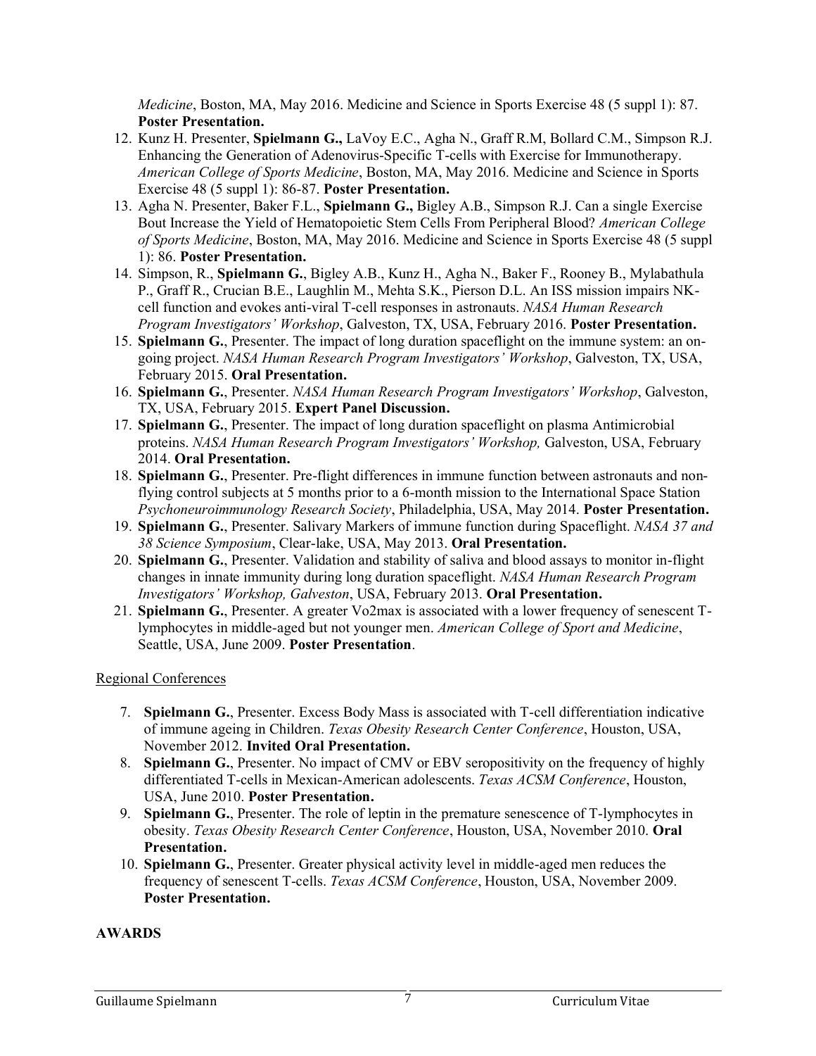*Medicine*, Boston, MA, May 2016. Medicine and Science in Sports Exercise 48 (5 suppl 1): 87. **Poster Presentation.**

12. Kunz H. Presenter, **Spielmann G.,** LaVoy E.C., Agha N., Graff R.M, Bollard C.M., Simpson R.J. Enhancing the Generation of Adenovirus-Specific T-cells with Exercise for Immunotherapy. *American College of Sports Medicine*, Boston, MA, May 2016. Medicine and Science in Sports Exercise 48 (5 suppl 1): 86-87. **Poster Presentation.**
13. Agha N. Presenter, Baker F.L., **Spielmann G.,** Bigley A.B., Simpson R.J. Can a single Exercise Bout Increase the Yield of Hematopoietic Stem Cells From Peripheral Blood? *American College of Sports Medicine*, Boston, MA, May 2016. Medicine and Science in Sports Exercise 48 (5 suppl 1): 86. **Poster Presentation.**
14. Simpson, R., **Spielmann G.**, Bigley A.B., Kunz H., Agha N., Baker F., Rooney B., Mylabathula P., Graff R., Crucian B.E., Laughlin M., Mehta S.K., Pierson D.L. An ISS mission impairs NK-cell function and evokes anti-viral T-cell responses in astronauts. *NASA Human Research Program Investigators' Workshop*, Galveston, TX, USA, February 2016. **Poster Presentation.**
15. **Spielmann G.**, Presenter. The impact of long duration spaceflight on the immune system: an on-going project. *NASA Human Research Program Investigators' Workshop*, Galveston, TX, USA, February 2015. **Oral Presentation.**
16. **Spielmann G.**, Presenter. *NASA Human Research Program Investigators' Workshop*, Galveston, TX, USA, February 2015. **Expert Panel Discussion.**
17. **Spielmann G.**, Presenter. The impact of long duration spaceflight on plasma Antimicrobial proteins. *NASA Human Research Program Investigators' Workshop,* Galveston, USA, February 2014. **Oral Presentation.**
18. **Spielmann G.**, Presenter. Pre-flight differences in immune function between astronauts and non-flying control subjects at 5 months prior to a 6-month mission to the International Space Station *Psychoneuroimmunology Research Society*, Philadelphia, USA, May 2014. **Poster Presentation.**
19. **Spielmann G.**, Presenter. Salivary Markers of immune function during Spaceflight. *NASA 37 and 38 Science Symposium*, Clear-lake, USA, May 2013. **Oral Presentation.**
20. **Spielmann G.**, Presenter. Validation and stability of saliva and blood assays to monitor in-flight changes in innate immunity during long duration spaceflight. *NASA Human Research Program Investigators' Workshop, Galveston*, USA, February 2013. **Oral Presentation.**
21. **Spielmann G.**, Presenter. A greater Vo2max is associated with a lower frequency of senescent T-lymphocytes in middle-aged but not younger men. *American College of Sport and Medicine*, Seattle, USA, June 2009. **Poster Presentation**.

Regional Conferences

7. **Spielmann G.**, Presenter. Excess Body Mass is associated with T-cell differentiation indicative of immune ageing in Children. *Texas Obesity Research Center Conference*, Houston, USA, November 2012. **Invited Oral Presentation.**
8. **Spielmann G.**, Presenter. No impact of CMV or EBV seropositivity on the frequency of highly differentiated T-cells in Mexican-American adolescents. *Texas ACSM Conference*, Houston, USA, June 2010. **Poster Presentation.**
9. **Spielmann G.**, Presenter. The role of leptin in the premature senescence of T-lymphocytes in obesity. *Texas Obesity Research Center Conference*, Houston, USA, November 2010. **Oral Presentation.**
10. **Spielmann G.**, Presenter. Greater physical activity level in middle-aged men reduces the frequency of senescent T-cells. *Texas ACSM Conference*, Houston, USA, November 2009. **Poster Presentation.**

## AWARDS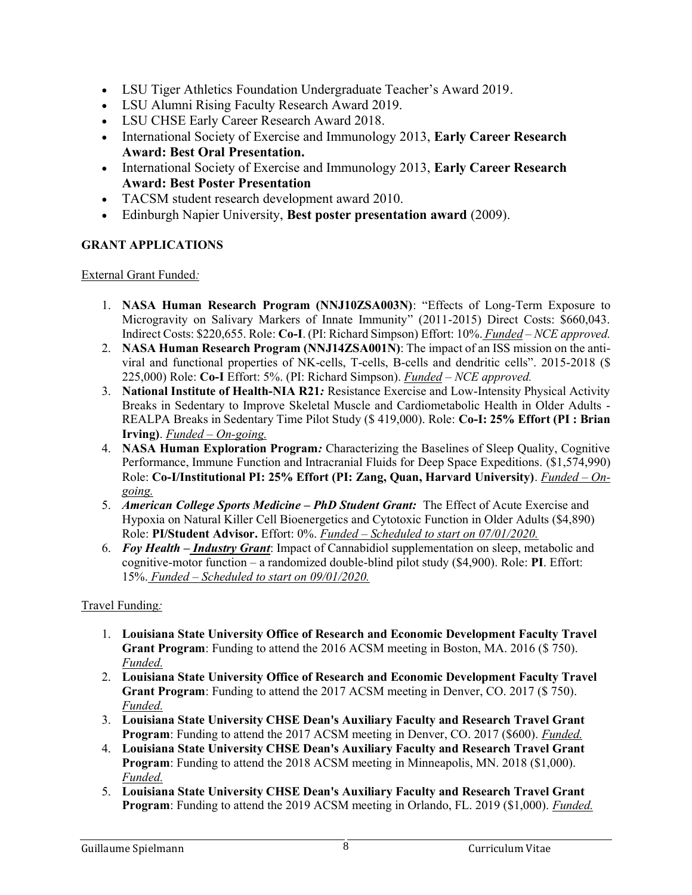- LSU Tiger Athletics Foundation Undergraduate Teacher's Award 2019.
- LSU Alumni Rising Faculty Research Award 2019.
- LSU CHSE Early Career Research Award 2018.
- International Society of Exercise and Immunology 2013, **Early Career Research Award: Best Oral Presentation.**
- International Society of Exercise and Immunology 2013, **Early Career Research Award: Best Poster Presentation**
- TACSM student research development award 2010.
- Edinburgh Napier University, **Best poster presentation award** (2009).

**GRANT APPLICATIONS**

External Grant Funded*:*

1. **NASA Human Research Program (NNJ10ZSA003N)**: "Effects of Long-Term Exposure to Microgravity on Salivary Markers of Innate Immunity" (2011-2015) Direct Costs: $660,043. Indirect Costs: $220,655. Role: **Co-I**. (PI: Richard Simpson) Effort: 10%. *Funded – NCE approved.*
2. **NASA Human Research Program (NNJ14ZSA001N)**: The impact of an ISS mission on the anti-viral and functional properties of NK-cells, T-cells, B-cells and dendritic cells". 2015-2018 ($ 225,000) Role: **Co-I** Effort: 5%. (PI: Richard Simpson). *Funded – NCE approved.*
3. **National Institute of Health-NIA R21***:* Resistance Exercise and Low-Intensity Physical Activity Breaks in Sedentary to Improve Skeletal Muscle and Cardiometabolic Health in Older Adults - REALPA Breaks in Sedentary Time Pilot Study ($ 419,000). Role: **Co-I: 25% Effort (PI : Brian Irving)**. *Funded – On-going.*
4. **NASA Human Exploration Program***:* Characterizing the Baselines of Sleep Quality, Cognitive Performance, Immune Function and Intracranial Fluids for Deep Space Expeditions. ($1,574,990) Role: **Co-I/Institutional PI: 25% Effort (PI: Zang, Quan, Harvard University)**. *Funded – On-going.*
5. ***American College Sports Medicine – PhD Student Grant:*** The Effect of Acute Exercise and Hypoxia on Natural Killer Cell Bioenergetics and Cytotoxic Function in Older Adults ($4,890) Role: **PI/Student Advisor.** Effort: 0%. *Funded – Scheduled to start on 07/01/2020.*
6. ***Foy Health – Industry Grant***: Impact of Cannabidiol supplementation on sleep, metabolic and cognitive-motor function – a randomized double-blind pilot study ($4,900). Role: **PI**. Effort: 15%. *Funded – Scheduled to start on 09/01/2020.*

Travel Funding*:*

1. **Louisiana State University Office of Research and Economic Development Faculty Travel Grant Program**: Funding to attend the 2016 ACSM meeting in Boston, MA. 2016 ($ 750). *Funded.*
2. **Louisiana State University Office of Research and Economic Development Faculty Travel Grant Program**: Funding to attend the 2017 ACSM meeting in Denver, CO. 2017 ($ 750). *Funded.*
3. **Louisiana State University CHSE Dean's Auxiliary Faculty and Research Travel Grant Program**: Funding to attend the 2017 ACSM meeting in Denver, CO. 2017 ($600). *Funded.*
4. **Louisiana State University CHSE Dean's Auxiliary Faculty and Research Travel Grant Program**: Funding to attend the 2018 ACSM meeting in Minneapolis, MN. 2018 ($1,000). *Funded.*
5. **Louisiana State University CHSE Dean's Auxiliary Faculty and Research Travel Grant Program**: Funding to attend the 2019 ACSM meeting in Orlando, FL. 2019 ($1,000). *Funded.*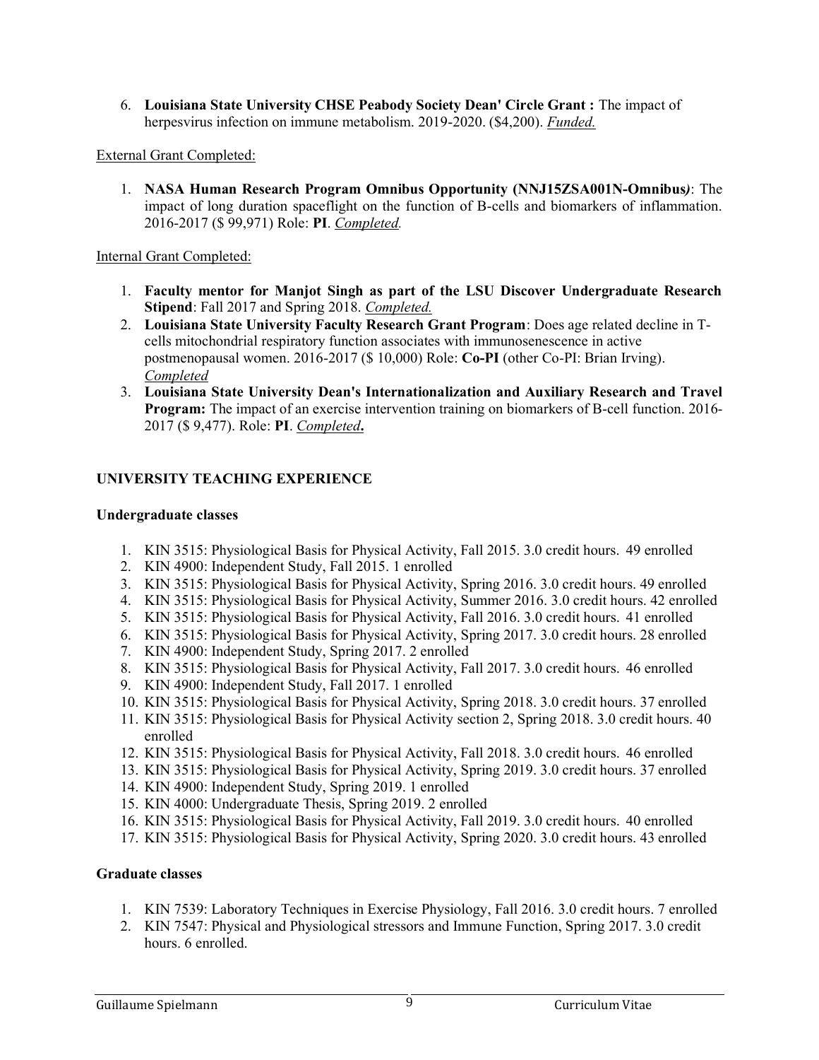6. **Louisiana State University CHSE Peabody Society Dean' Circle Grant :** The impact of herpesvirus infection on immune metabolism. 2019-2020. ($4,200). *Funded.*

External Grant Completed:

1. **NASA Human Research Program Omnibus Opportunity (NNJ15ZSA001N-Omnibus*)***: The impact of long duration spaceflight on the function of B-cells and biomarkers of inflammation. 2016-2017 ($ 99,971) Role: **PI**. *Completed.*

Internal Grant Completed:

1. **Faculty mentor for Manjot Singh as part of the LSU Discover Undergraduate Research Stipend**: Fall 2017 and Spring 2018. *Completed.*
2. **Louisiana State University Faculty Research Grant Program**: Does age related decline in T-cells mitochondrial respiratory function associates with immunosenescence in active postmenopausal women. 2016-2017 ($ 10,000) Role: **Co-PI** (other Co-PI: Brian Irving). *Completed*
3. **Louisiana State University Dean's Internationalization and Auxiliary Research and Travel Program:** The impact of an exercise intervention training on biomarkers of B-cell function. 2016-2017 ($ 9,477). Role: **PI**. *Completed***.**

## UNIVERSITY TEACHING EXPERIENCE

### Undergraduate classes

1. KIN 3515: Physiological Basis for Physical Activity, Fall 2015. 3.0 credit hours. 49 enrolled
2. KIN 4900: Independent Study, Fall 2015. 1 enrolled
3. KIN 3515: Physiological Basis for Physical Activity, Spring 2016. 3.0 credit hours. 49 enrolled
4. KIN 3515: Physiological Basis for Physical Activity, Summer 2016. 3.0 credit hours. 42 enrolled
5. KIN 3515: Physiological Basis for Physical Activity, Fall 2016. 3.0 credit hours. 41 enrolled
6. KIN 3515: Physiological Basis for Physical Activity, Spring 2017. 3.0 credit hours. 28 enrolled
7. KIN 4900: Independent Study, Spring 2017. 2 enrolled
8. KIN 3515: Physiological Basis for Physical Activity, Fall 2017. 3.0 credit hours. 46 enrolled
9. KIN 4900: Independent Study, Fall 2017. 1 enrolled
10. KIN 3515: Physiological Basis for Physical Activity, Spring 2018. 3.0 credit hours. 37 enrolled
11. KIN 3515: Physiological Basis for Physical Activity section 2, Spring 2018. 3.0 credit hours. 40 enrolled
12. KIN 3515: Physiological Basis for Physical Activity, Fall 2018. 3.0 credit hours. 46 enrolled
13. KIN 3515: Physiological Basis for Physical Activity, Spring 2019. 3.0 credit hours. 37 enrolled
14. KIN 4900: Independent Study, Spring 2019. 1 enrolled
15. KIN 4000: Undergraduate Thesis, Spring 2019. 2 enrolled
16. KIN 3515: Physiological Basis for Physical Activity, Fall 2019. 3.0 credit hours. 40 enrolled
17. KIN 3515: Physiological Basis for Physical Activity, Spring 2020. 3.0 credit hours. 43 enrolled

### Graduate classes

1. KIN 7539: Laboratory Techniques in Exercise Physiology, Fall 2016. 3.0 credit hours. 7 enrolled
2. KIN 7547: Physical and Physiological stressors and Immune Function, Spring 2017. 3.0 credit hours. 6 enrolled.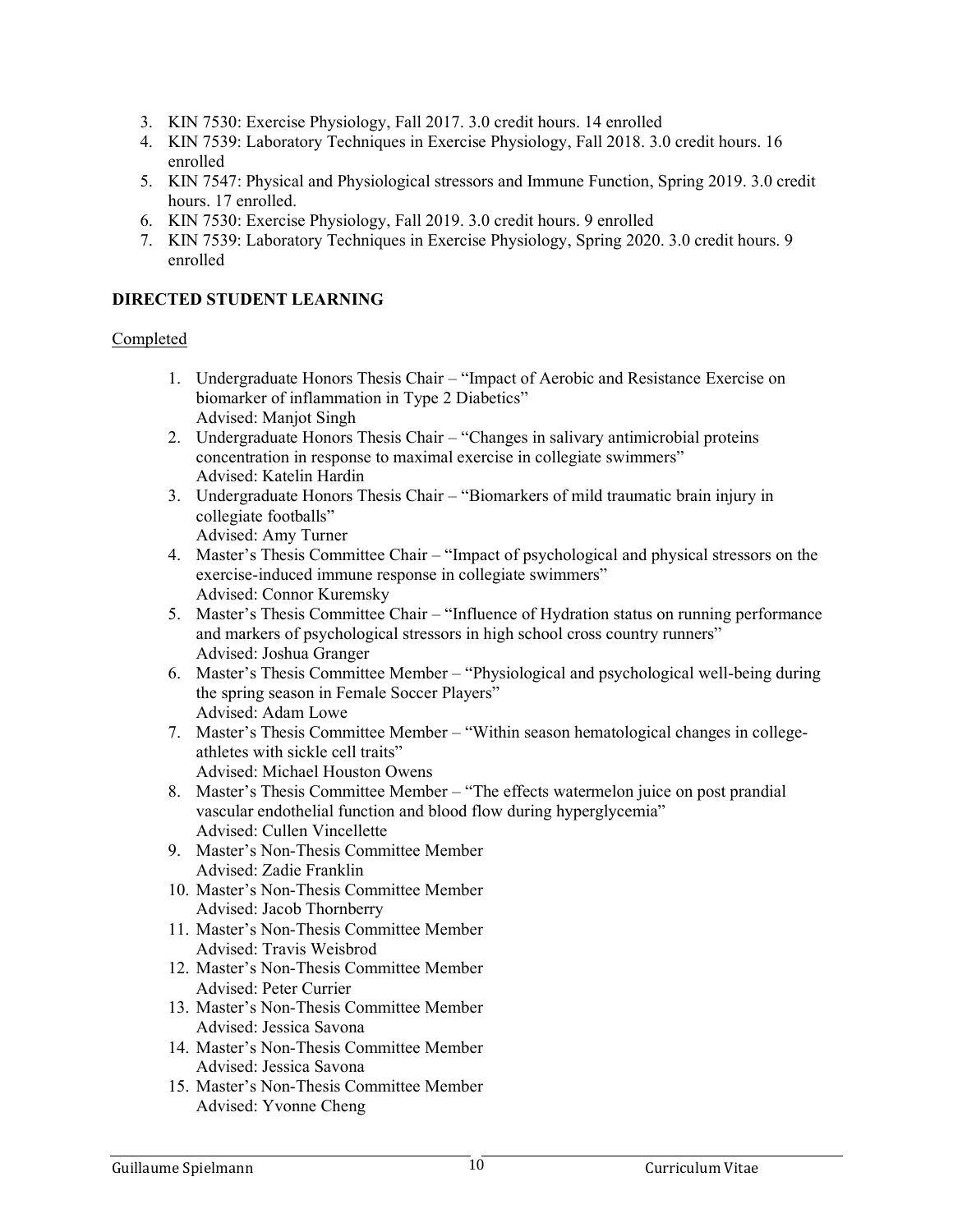3. KIN 7530: Exercise Physiology, Fall 2017. 3.0 credit hours. 14 enrolled
4. KIN 7539: Laboratory Techniques in Exercise Physiology, Fall 2018. 3.0 credit hours. 16 enrolled
5. KIN 7547: Physical and Physiological stressors and Immune Function, Spring 2019. 3.0 credit hours. 17 enrolled.
6. KIN 7530: Exercise Physiology, Fall 2019. 3.0 credit hours. 9 enrolled
7. KIN 7539: Laboratory Techniques in Exercise Physiology, Spring 2020. 3.0 credit hours. 9 enrolled

**DIRECTED STUDENT LEARNING**

Completed

1. Undergraduate Honors Thesis Chair – "Impact of Aerobic and Resistance Exercise on biomarker of inflammation in Type 2 Diabetics"
   Advised: Manjot Singh
2. Undergraduate Honors Thesis Chair – "Changes in salivary antimicrobial proteins concentration in response to maximal exercise in collegiate swimmers"
   Advised: Katelin Hardin
3. Undergraduate Honors Thesis Chair – "Biomarkers of mild traumatic brain injury in collegiate footballs"
   Advised: Amy Turner
4. Master's Thesis Committee Chair – "Impact of psychological and physical stressors on the exercise-induced immune response in collegiate swimmers"
   Advised: Connor Kuremsky
5. Master's Thesis Committee Chair – "Influence of Hydration status on running performance and markers of psychological stressors in high school cross country runners"
   Advised: Joshua Granger
6. Master's Thesis Committee Member – "Physiological and psychological well-being during the spring season in Female Soccer Players"
   Advised: Adam Lowe
7. Master's Thesis Committee Member – "Within season hematological changes in college-athletes with sickle cell traits"
   Advised: Michael Houston Owens
8. Master's Thesis Committee Member – "The effects watermelon juice on post prandial vascular endothelial function and blood flow during hyperglycemia"
   Advised: Cullen Vincellette
9. Master's Non-Thesis Committee Member
   Advised: Zadie Franklin
10. Master's Non-Thesis Committee Member
    Advised: Jacob Thornberry
11. Master's Non-Thesis Committee Member
    Advised: Travis Weisbrod
12. Master's Non-Thesis Committee Member
    Advised: Peter Currier
13. Master's Non-Thesis Committee Member
    Advised: Jessica Savona
14. Master's Non-Thesis Committee Member
    Advised: Jessica Savona
15. Master's Non-Thesis Committee Member
    Advised: Yvonne Cheng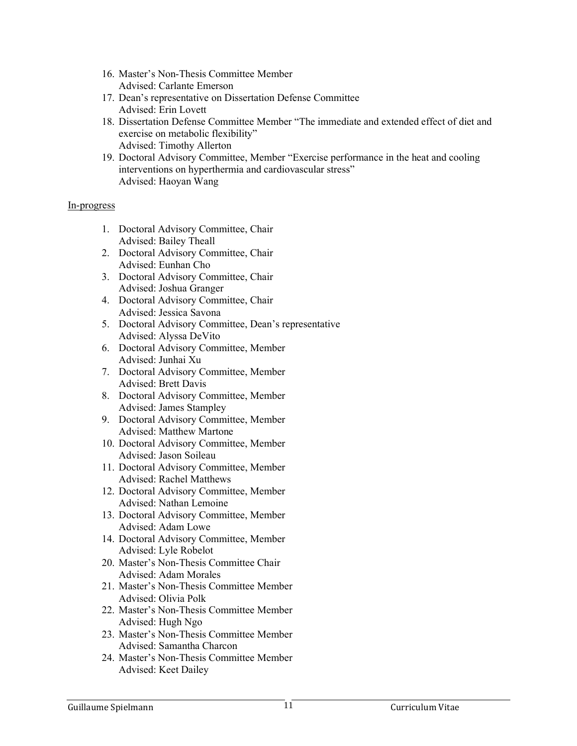16. Master's Non-Thesis Committee Member
    Advised: Carlante Emerson
17. Dean's representative on Dissertation Defense Committee
    Advised: Erin Lovett
18. Dissertation Defense Committee Member "The immediate and extended effect of diet and exercise on metabolic flexibility"
    Advised: Timothy Allerton
19. Doctoral Advisory Committee, Member "Exercise performance in the heat and cooling interventions on hyperthermia and cardiovascular stress"
    Advised: Haoyan Wang

<u>In-progress</u>

1. Doctoral Advisory Committee, Chair
   Advised: Bailey Theall
2. Doctoral Advisory Committee, Chair
   Advised: Eunhan Cho
3. Doctoral Advisory Committee, Chair
   Advised: Joshua Granger
4. Doctoral Advisory Committee, Chair
   Advised: Jessica Savona
5. Doctoral Advisory Committee, Dean's representative
   Advised: Alyssa DeVito
6. Doctoral Advisory Committee, Member
   Advised: Junhai Xu
7. Doctoral Advisory Committee, Member
   Advised: Brett Davis
8. Doctoral Advisory Committee, Member
   Advised: James Stampley
9. Doctoral Advisory Committee, Member
   Advised: Matthew Martone
10. Doctoral Advisory Committee, Member
    Advised: Jason Soileau
11. Doctoral Advisory Committee, Member
    Advised: Rachel Matthews
12. Doctoral Advisory Committee, Member
    Advised: Nathan Lemoine
13. Doctoral Advisory Committee, Member
    Advised: Adam Lowe
14. Doctoral Advisory Committee, Member
    Advised: Lyle Robelot
20. Master's Non-Thesis Committee Chair
    Advised: Adam Morales
21. Master's Non-Thesis Committee Member
    Advised: Olivia Polk
22. Master's Non-Thesis Committee Member
    Advised: Hugh Ngo
23. Master's Non-Thesis Committee Member
    Advised: Samantha Charcon
24. Master's Non-Thesis Committee Member
    Advised: Keet Dailey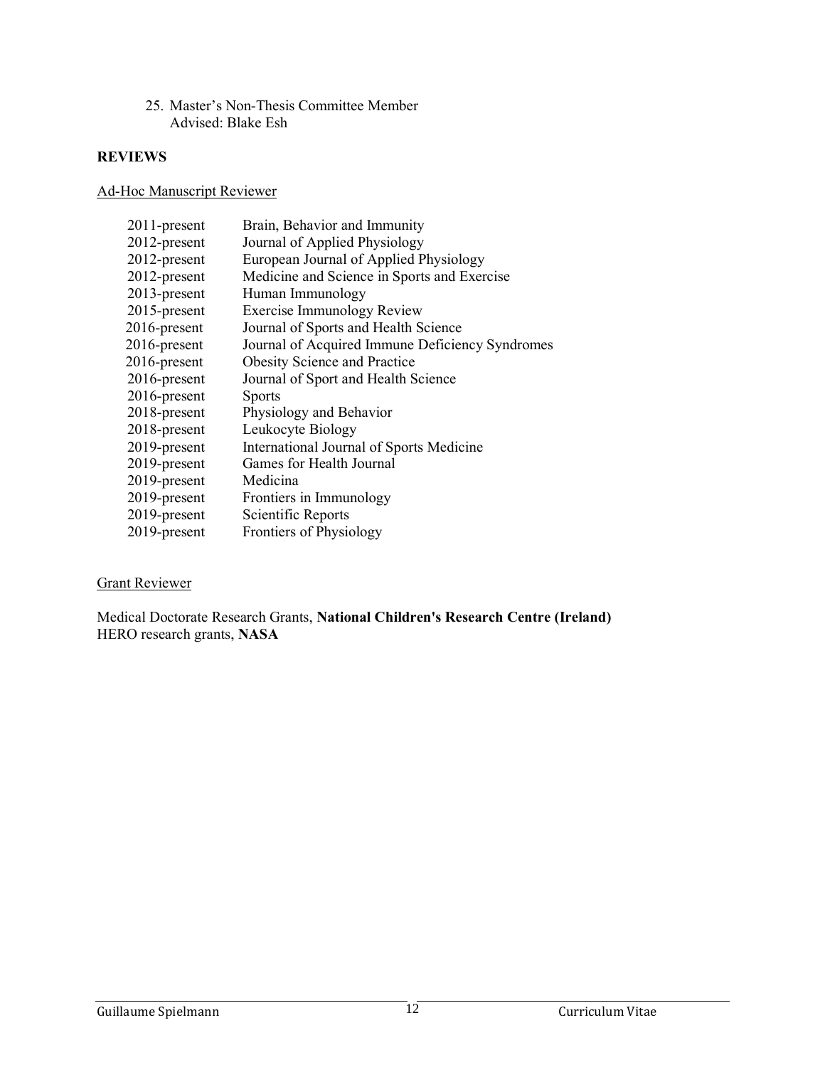25. Master's Non-Thesis Committee Member
    Advised: Blake Esh

## REVIEWS

### Ad-Hoc Manuscript Reviewer

| | |
|---|---|
| 2011-present | Brain, Behavior and Immunity |
| 2012-present | Journal of Applied Physiology |
| 2012-present | European Journal of Applied Physiology |
| 2012-present | Medicine and Science in Sports and Exercise |
| 2013-present | Human Immunology |
| 2015-present | Exercise Immunology Review |
| 2016-present | Journal of Sports and Health Science |
| 2016-present | Journal of Acquired Immune Deficiency Syndromes |
| 2016-present | Obesity Science and Practice |
| 2016-present | Journal of Sport and Health Science |
| 2016-present | Sports |
| 2018-present | Physiology and Behavior |
| 2018-present | Leukocyte Biology |
| 2019-present | International Journal of Sports Medicine |
| 2019-present | Games for Health Journal |
| 2019-present | Medicina |
| 2019-present | Frontiers in Immunology |
| 2019-present | Scientific Reports |
| 2019-present | Frontiers of Physiology |

### Grant Reviewer

Medical Doctorate Research Grants, **National Children's Research Centre (Ireland)**
HERO research grants, **NASA**